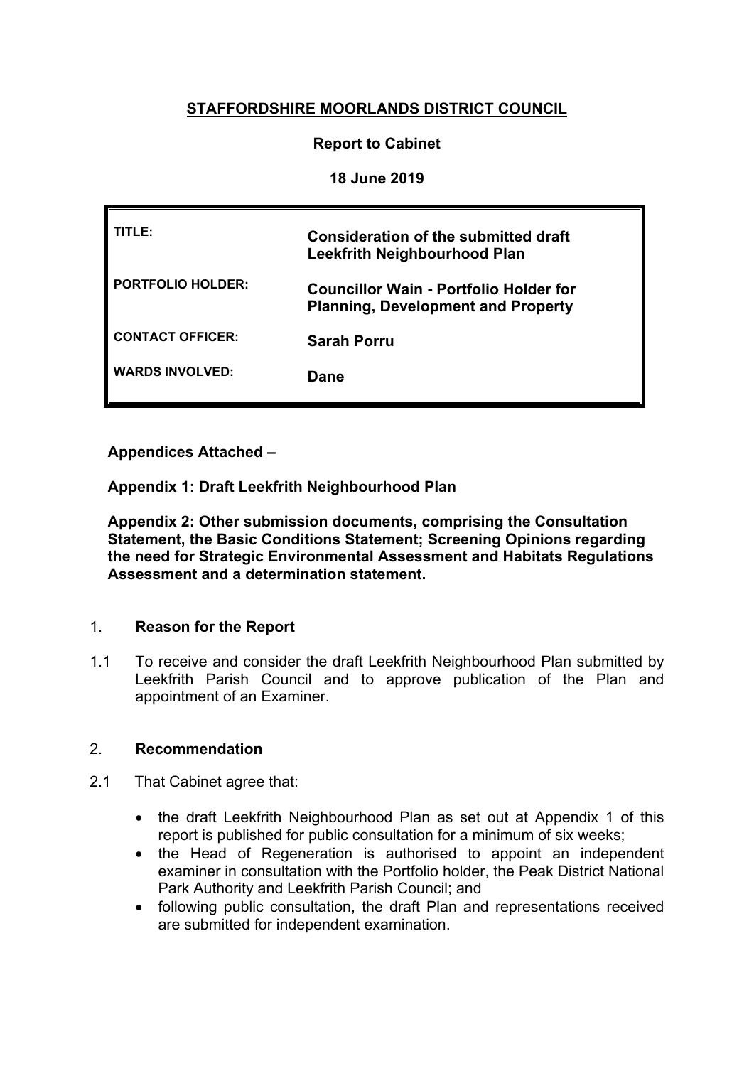# STAFFORDSHIRE MOORLANDS DISTRICT COUNCIL

**Report to Cabinet**

**18 June 2019**

| | |
|---|---|
| **TITLE:** | **Consideration of the submitted draft Leekfrith Neighbourhood Plan** |
| **PORTFOLIO HOLDER:** | **Councillor Wain - Portfolio Holder for Planning, Development and Property** |
| **CONTACT OFFICER:** | **Sarah Porru** |
| **WARDS INVOLVED:** | **Dane** |

**Appendices Attached –**

**Appendix 1: Draft Leekfrith Neighbourhood Plan**

**Appendix 2: Other submission documents, comprising the Consultation Statement, the Basic Conditions Statement; Screening Opinions regarding the need for Strategic Environmental Assessment and Habitats Regulations Assessment and a determination statement.**

## 1. Reason for the Report

1.1 To receive and consider the draft Leekfrith Neighbourhood Plan submitted by Leekfrith Parish Council and to approve publication of the Plan and appointment of an Examiner.

## 2. Recommendation

2.1 That Cabinet agree that:

- the draft Leekfrith Neighbourhood Plan as set out at Appendix 1 of this report is published for public consultation for a minimum of six weeks;
- the Head of Regeneration is authorised to appoint an independent examiner in consultation with the Portfolio holder, the Peak District National Park Authority and Leekfrith Parish Council; and
- following public consultation, the draft Plan and representations received are submitted for independent examination.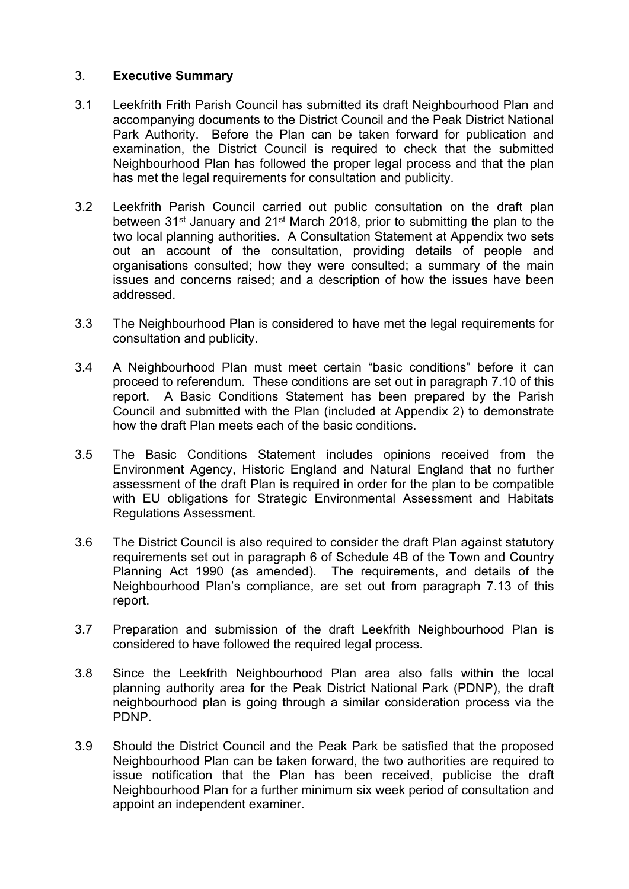## 3. **Executive Summary**

3.1 Leekfrith Frith Parish Council has submitted its draft Neighbourhood Plan and accompanying documents to the District Council and the Peak District National Park Authority. Before the Plan can be taken forward for publication and examination, the District Council is required to check that the submitted Neighbourhood Plan has followed the proper legal process and that the plan has met the legal requirements for consultation and publicity.

3.2 Leekfrith Parish Council carried out public consultation on the draft plan between 31st January and 21st March 2018, prior to submitting the plan to the two local planning authorities. A Consultation Statement at Appendix two sets out an account of the consultation, providing details of people and organisations consulted; how they were consulted; a summary of the main issues and concerns raised; and a description of how the issues have been addressed.

3.3 The Neighbourhood Plan is considered to have met the legal requirements for consultation and publicity.

3.4 A Neighbourhood Plan must meet certain "basic conditions" before it can proceed to referendum. These conditions are set out in paragraph 7.10 of this report. A Basic Conditions Statement has been prepared by the Parish Council and submitted with the Plan (included at Appendix 2) to demonstrate how the draft Plan meets each of the basic conditions.

3.5 The Basic Conditions Statement includes opinions received from the Environment Agency, Historic England and Natural England that no further assessment of the draft Plan is required in order for the plan to be compatible with EU obligations for Strategic Environmental Assessment and Habitats Regulations Assessment.

3.6 The District Council is also required to consider the draft Plan against statutory requirements set out in paragraph 6 of Schedule 4B of the Town and Country Planning Act 1990 (as amended). The requirements, and details of the Neighbourhood Plan's compliance, are set out from paragraph 7.13 of this report.

3.7 Preparation and submission of the draft Leekfrith Neighbourhood Plan is considered to have followed the required legal process.

3.8 Since the Leekfrith Neighbourhood Plan area also falls within the local planning authority area for the Peak District National Park (PDNP), the draft neighbourhood plan is going through a similar consideration process via the PDNP.

3.9 Should the District Council and the Peak Park be satisfied that the proposed Neighbourhood Plan can be taken forward, the two authorities are required to issue notification that the Plan has been received, publicise the draft Neighbourhood Plan for a further minimum six week period of consultation and appoint an independent examiner.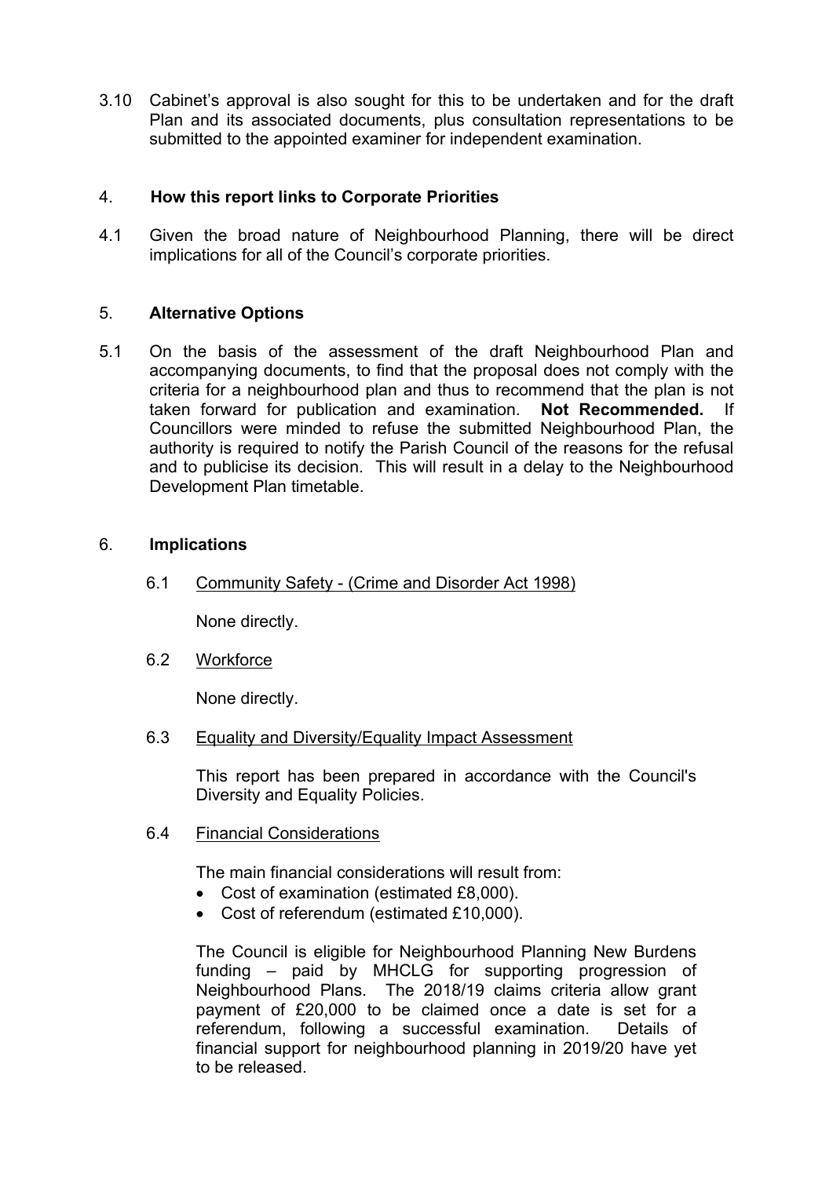3.10 Cabinet's approval is also sought for this to be undertaken and for the draft Plan and its associated documents, plus consultation representations to be submitted to the appointed examiner for independent examination.

## 4. How this report links to Corporate Priorities

4.1 Given the broad nature of Neighbourhood Planning, there will be direct implications for all of the Council's corporate priorities.

## 5. Alternative Options

5.1 On the basis of the assessment of the draft Neighbourhood Plan and accompanying documents, to find that the proposal does not comply with the criteria for a neighbourhood plan and thus to recommend that the plan is not taken forward for publication and examination. **Not Recommended.** If Councillors were minded to refuse the submitted Neighbourhood Plan, the authority is required to notify the Parish Council of the reasons for the refusal and to publicise its decision. This will result in a delay to the Neighbourhood Development Plan timetable.

## 6. Implications

### 6.1 Community Safety - (Crime and Disorder Act 1998)

None directly.

### 6.2 Workforce

None directly.

### 6.3 Equality and Diversity/Equality Impact Assessment

This report has been prepared in accordance with the Council's Diversity and Equality Policies.

### 6.4 Financial Considerations

The main financial considerations will result from:

- Cost of examination (estimated £8,000).
- Cost of referendum (estimated £10,000).

The Council is eligible for Neighbourhood Planning New Burdens funding – paid by MHCLG for supporting progression of Neighbourhood Plans. The 2018/19 claims criteria allow grant payment of £20,000 to be claimed once a date is set for a referendum, following a successful examination. Details of financial support for neighbourhood planning in 2019/20 have yet to be released.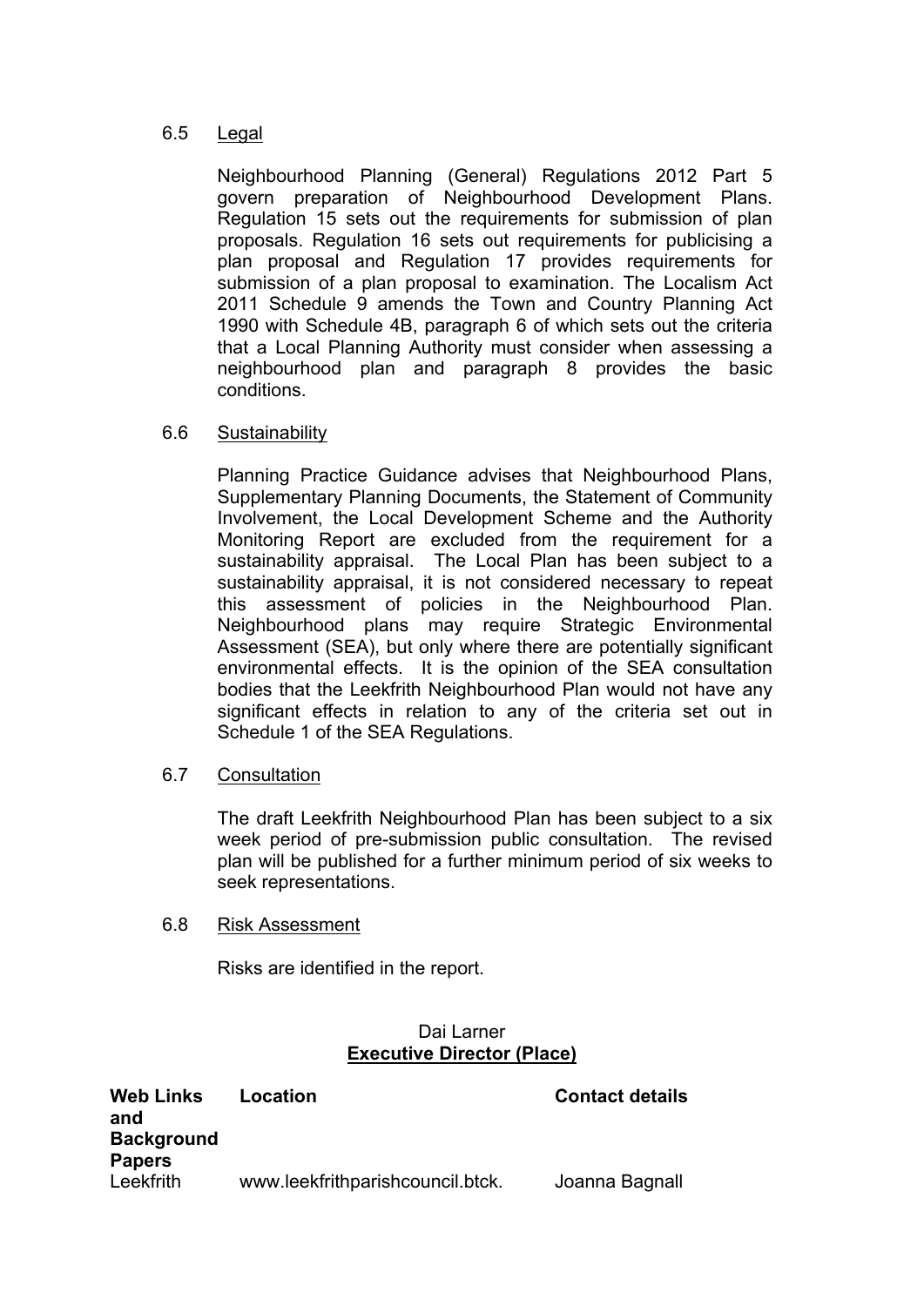6.5 Legal

Neighbourhood Planning (General) Regulations 2012 Part 5 govern preparation of Neighbourhood Development Plans. Regulation 15 sets out the requirements for submission of plan proposals. Regulation 16 sets out requirements for publicising a plan proposal and Regulation 17 provides requirements for submission of a plan proposal to examination. The Localism Act 2011 Schedule 9 amends the Town and Country Planning Act 1990 with Schedule 4B, paragraph 6 of which sets out the criteria that a Local Planning Authority must consider when assessing a neighbourhood plan and paragraph 8 provides the basic conditions.

6.6 Sustainability

Planning Practice Guidance advises that Neighbourhood Plans, Supplementary Planning Documents, the Statement of Community Involvement, the Local Development Scheme and the Authority Monitoring Report are excluded from the requirement for a sustainability appraisal. The Local Plan has been subject to a sustainability appraisal, it is not considered necessary to repeat this assessment of policies in the Neighbourhood Plan. Neighbourhood plans may require Strategic Environmental Assessment (SEA), but only where there are potentially significant environmental effects. It is the opinion of the SEA consultation bodies that the Leekfrith Neighbourhood Plan would not have any significant effects in relation to any of the criteria set out in Schedule 1 of the SEA Regulations.

6.7 Consultation

The draft Leekfrith Neighbourhood Plan has been subject to a six week period of pre-submission public consultation. The revised plan will be published for a further minimum period of six weeks to seek representations.

6.8 Risk Assessment

Risks are identified in the report.

Dai Larner
**Executive Director (Place)**

| **Web Links and Background Papers** | **Location** | **Contact details** |
| --- | --- | --- |
| Leekfrith | www.leekfrithparishcouncil.btck. | Joanna Bagnall |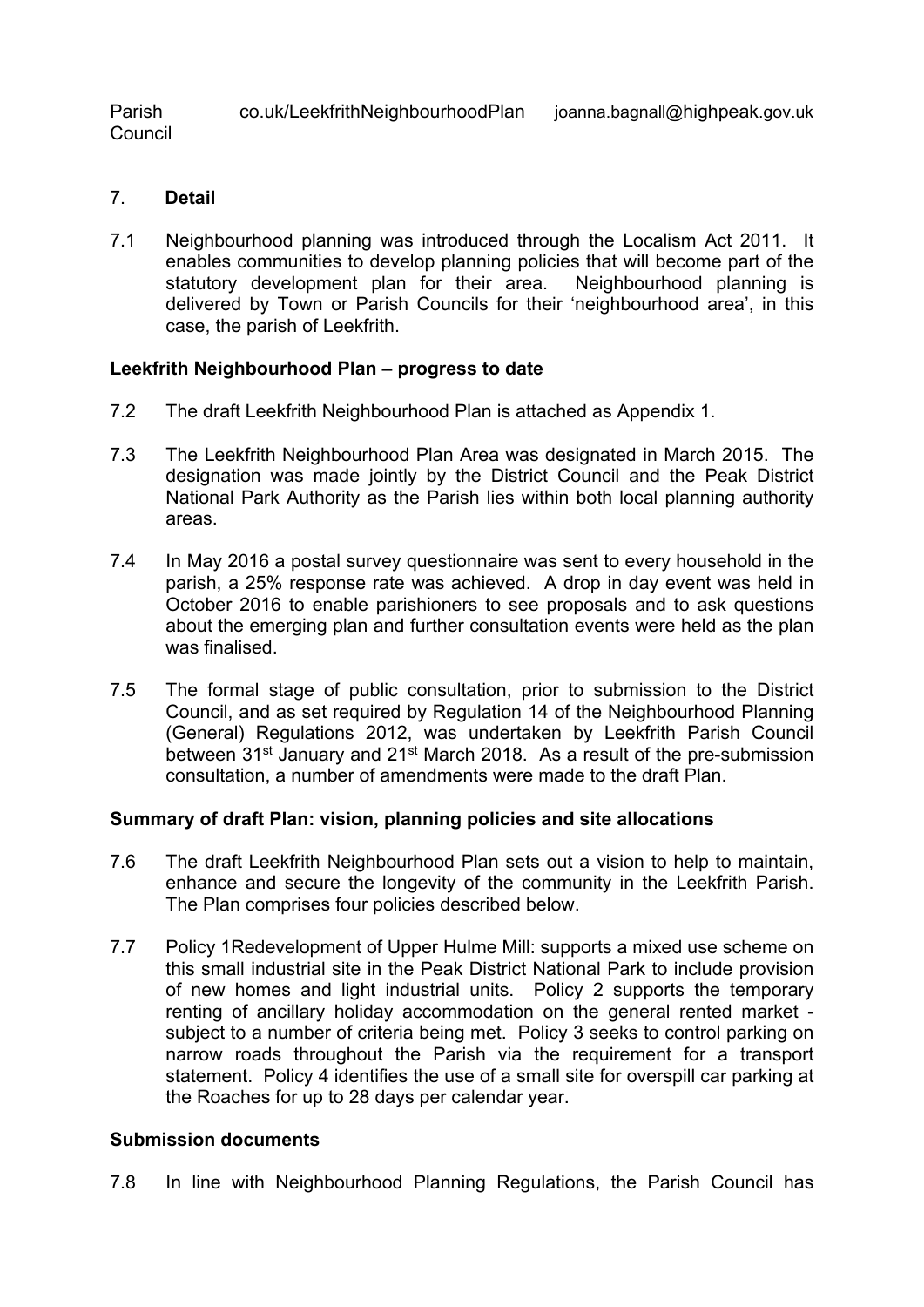| Parish Council | co.uk/LeekfrithNeighbourhoodPlan | joanna.bagnall@highpeak.gov.uk |
|---|---|---|

## 7. **Detail**

7.1 Neighbourhood planning was introduced through the Localism Act 2011. It enables communities to develop planning policies that will become part of the statutory development plan for their area. Neighbourhood planning is delivered by Town or Parish Councils for their 'neighbourhood area', in this case, the parish of Leekfrith.

### Leekfrith Neighbourhood Plan – progress to date

7.2 The draft Leekfrith Neighbourhood Plan is attached as Appendix 1.

7.3 The Leekfrith Neighbourhood Plan Area was designated in March 2015. The designation was made jointly by the District Council and the Peak District National Park Authority as the Parish lies within both local planning authority areas.

7.4 In May 2016 a postal survey questionnaire was sent to every household in the parish, a 25% response rate was achieved. A drop in day event was held in October 2016 to enable parishioners to see proposals and to ask questions about the emerging plan and further consultation events were held as the plan was finalised.

7.5 The formal stage of public consultation, prior to submission to the District Council, and as set required by Regulation 14 of the Neighbourhood Planning (General) Regulations 2012, was undertaken by Leekfrith Parish Council between 31st January and 21st March 2018. As a result of the pre-submission consultation, a number of amendments were made to the draft Plan.

### Summary of draft Plan: vision, planning policies and site allocations

7.6 The draft Leekfrith Neighbourhood Plan sets out a vision to help to maintain, enhance and secure the longevity of the community in the Leekfrith Parish. The Plan comprises four policies described below.

7.7 Policy 1Redevelopment of Upper Hulme Mill: supports a mixed use scheme on this small industrial site in the Peak District National Park to include provision of new homes and light industrial units. Policy 2 supports the temporary renting of ancillary holiday accommodation on the general rented market - subject to a number of criteria being met. Policy 3 seeks to control parking on narrow roads throughout the Parish via the requirement for a transport statement. Policy 4 identifies the use of a small site for overspill car parking at the Roaches for up to 28 days per calendar year.

### Submission documents

7.8 In line with Neighbourhood Planning Regulations, the Parish Council has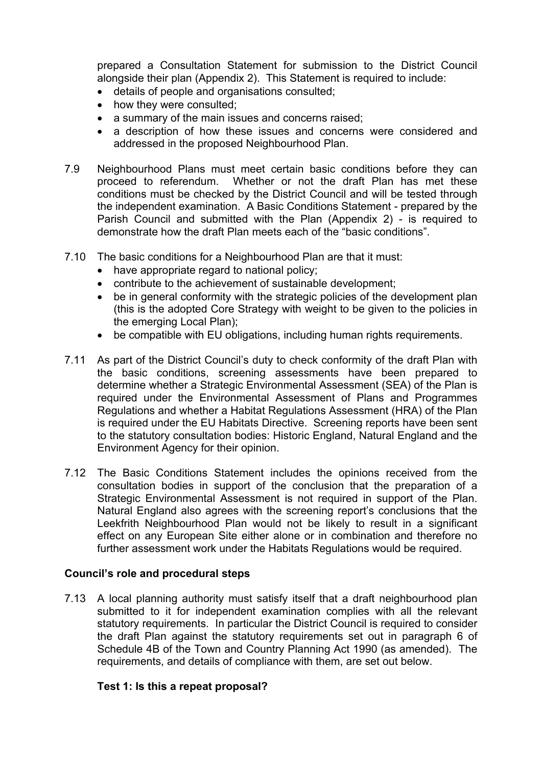prepared a Consultation Statement for submission to the District Council alongside their plan (Appendix 2). This Statement is required to include:

- details of people and organisations consulted;
- how they were consulted;
- a summary of the main issues and concerns raised;
- a description of how these issues and concerns were considered and addressed in the proposed Neighbourhood Plan.

7.9 Neighbourhood Plans must meet certain basic conditions before they can proceed to referendum. Whether or not the draft Plan has met these conditions must be checked by the District Council and will be tested through the independent examination. A Basic Conditions Statement - prepared by the Parish Council and submitted with the Plan (Appendix 2) - is required to demonstrate how the draft Plan meets each of the "basic conditions".

7.10 The basic conditions for a Neighbourhood Plan are that it must:

- have appropriate regard to national policy;
- contribute to the achievement of sustainable development;
- be in general conformity with the strategic policies of the development plan (this is the adopted Core Strategy with weight to be given to the policies in the emerging Local Plan);
- be compatible with EU obligations, including human rights requirements.

7.11 As part of the District Council's duty to check conformity of the draft Plan with the basic conditions, screening assessments have been prepared to determine whether a Strategic Environmental Assessment (SEA) of the Plan is required under the Environmental Assessment of Plans and Programmes Regulations and whether a Habitat Regulations Assessment (HRA) of the Plan is required under the EU Habitats Directive. Screening reports have been sent to the statutory consultation bodies: Historic England, Natural England and the Environment Agency for their opinion.

7.12 The Basic Conditions Statement includes the opinions received from the consultation bodies in support of the conclusion that the preparation of a Strategic Environmental Assessment is not required in support of the Plan. Natural England also agrees with the screening report's conclusions that the Leekfrith Neighbourhood Plan would not be likely to result in a significant effect on any European Site either alone or in combination and therefore no further assessment work under the Habitats Regulations would be required.

**Council's role and procedural steps**

7.13 A local planning authority must satisfy itself that a draft neighbourhood plan submitted to it for independent examination complies with all the relevant statutory requirements. In particular the District Council is required to consider the draft Plan against the statutory requirements set out in paragraph 6 of Schedule 4B of the Town and Country Planning Act 1990 (as amended). The requirements, and details of compliance with them, are set out below.

**Test 1: Is this a repeat proposal?**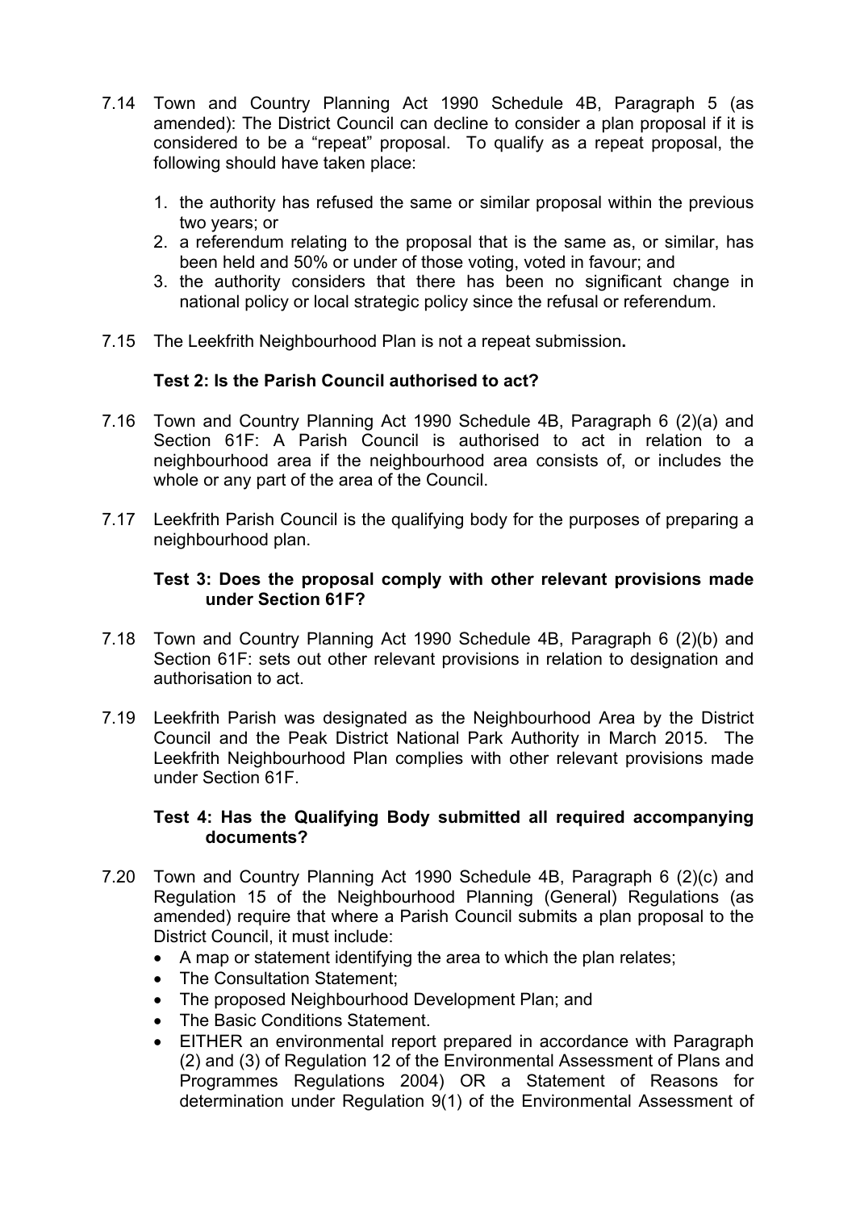7.14 Town and Country Planning Act 1990 Schedule 4B, Paragraph 5 (as amended): The District Council can decline to consider a plan proposal if it is considered to be a "repeat" proposal. To qualify as a repeat proposal, the following should have taken place:

1. the authority has refused the same or similar proposal within the previous two years; or
2. a referendum relating to the proposal that is the same as, or similar, has been held and 50% or under of those voting, voted in favour; and
3. the authority considers that there has been no significant change in national policy or local strategic policy since the refusal or referendum.

7.15 The Leekfrith Neighbourhood Plan is not a repeat submission**.**

**Test 2: Is the Parish Council authorised to act?**

7.16 Town and Country Planning Act 1990 Schedule 4B, Paragraph 6 (2)(a) and Section 61F: A Parish Council is authorised to act in relation to a neighbourhood area if the neighbourhood area consists of, or includes the whole or any part of the area of the Council.

7.17 Leekfrith Parish Council is the qualifying body for the purposes of preparing a neighbourhood plan.

**Test 3: Does the proposal comply with other relevant provisions made under Section 61F?**

7.18 Town and Country Planning Act 1990 Schedule 4B, Paragraph 6 (2)(b) and Section 61F: sets out other relevant provisions in relation to designation and authorisation to act.

7.19 Leekfrith Parish was designated as the Neighbourhood Area by the District Council and the Peak District National Park Authority in March 2015. The Leekfrith Neighbourhood Plan complies with other relevant provisions made under Section 61F.

**Test 4: Has the Qualifying Body submitted all required accompanying documents?**

7.20 Town and Country Planning Act 1990 Schedule 4B, Paragraph 6 (2)(c) and Regulation 15 of the Neighbourhood Planning (General) Regulations (as amended) require that where a Parish Council submits a plan proposal to the District Council, it must include:

- A map or statement identifying the area to which the plan relates;
- The Consultation Statement;
- The proposed Neighbourhood Development Plan; and
- The Basic Conditions Statement.
- EITHER an environmental report prepared in accordance with Paragraph (2) and (3) of Regulation 12 of the Environmental Assessment of Plans and Programmes Regulations 2004) OR a Statement of Reasons for determination under Regulation 9(1) of the Environmental Assessment of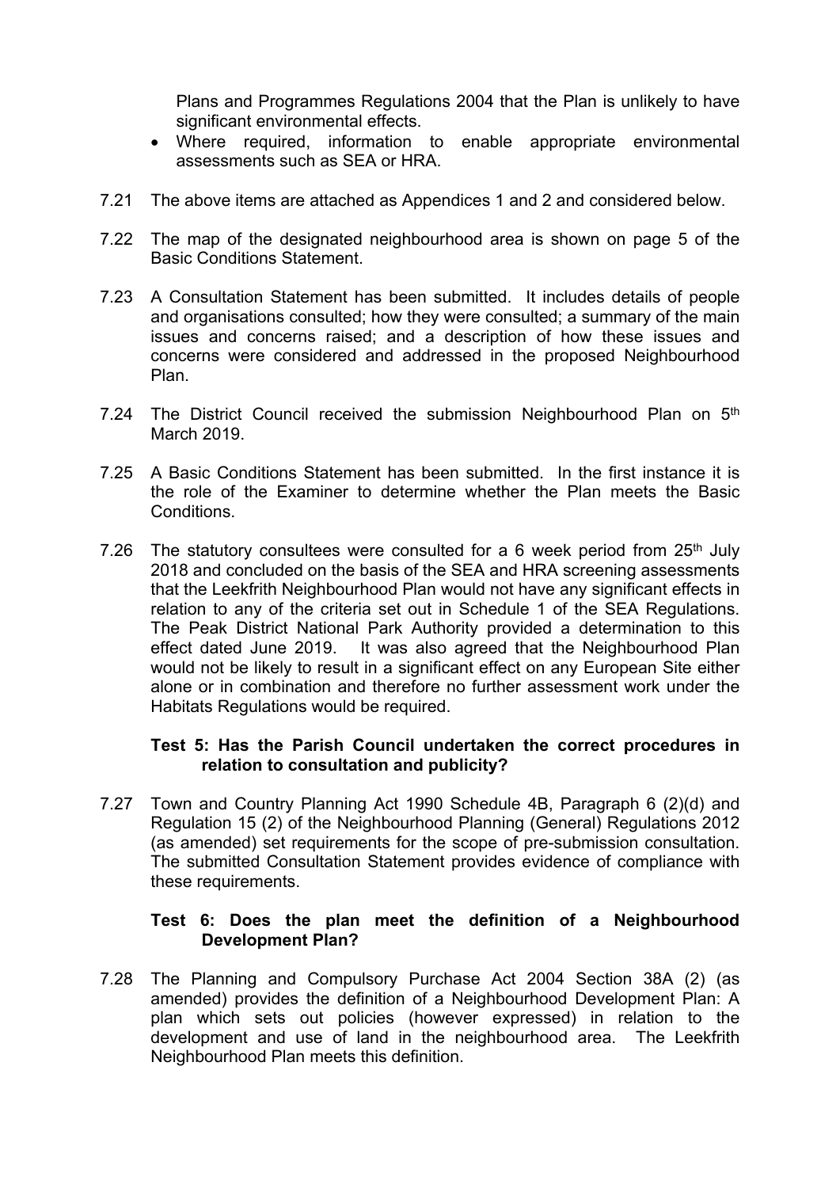Plans and Programmes Regulations 2004 that the Plan is unlikely to have significant environmental effects.

- Where required, information to enable appropriate environmental assessments such as SEA or HRA.

7.21 The above items are attached as Appendices 1 and 2 and considered below.

7.22 The map of the designated neighbourhood area is shown on page 5 of the Basic Conditions Statement.

7.23 A Consultation Statement has been submitted. It includes details of people and organisations consulted; how they were consulted; a summary of the main issues and concerns raised; and a description of how these issues and concerns were considered and addressed in the proposed Neighbourhood Plan.

7.24 The District Council received the submission Neighbourhood Plan on 5th March 2019.

7.25 A Basic Conditions Statement has been submitted. In the first instance it is the role of the Examiner to determine whether the Plan meets the Basic Conditions.

7.26 The statutory consultees were consulted for a 6 week period from 25th July 2018 and concluded on the basis of the SEA and HRA screening assessments that the Leekfrith Neighbourhood Plan would not have any significant effects in relation to any of the criteria set out in Schedule 1 of the SEA Regulations. The Peak District National Park Authority provided a determination to this effect dated June 2019. It was also agreed that the Neighbourhood Plan would not be likely to result in a significant effect on any European Site either alone or in combination and therefore no further assessment work under the Habitats Regulations would be required.

**Test 5: Has the Parish Council undertaken the correct procedures in relation to consultation and publicity?**

7.27 Town and Country Planning Act 1990 Schedule 4B, Paragraph 6 (2)(d) and Regulation 15 (2) of the Neighbourhood Planning (General) Regulations 2012 (as amended) set requirements for the scope of pre-submission consultation. The submitted Consultation Statement provides evidence of compliance with these requirements.

**Test 6: Does the plan meet the definition of a Neighbourhood Development Plan?**

7.28 The Planning and Compulsory Purchase Act 2004 Section 38A (2) (as amended) provides the definition of a Neighbourhood Development Plan: A plan which sets out policies (however expressed) in relation to the development and use of land in the neighbourhood area. The Leekfrith Neighbourhood Plan meets this definition.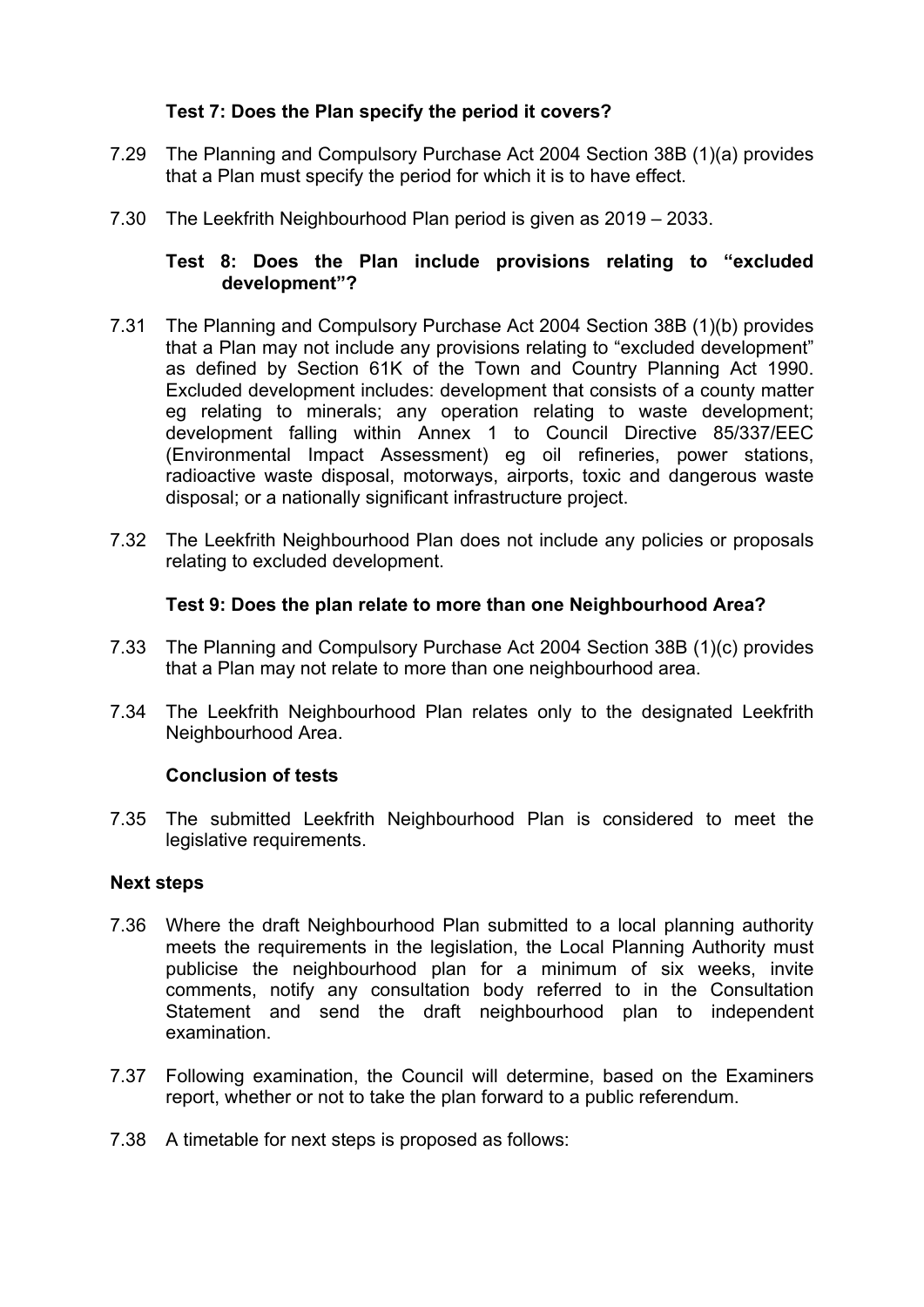### Test 7: Does the Plan specify the period it covers?

7.29 The Planning and Compulsory Purchase Act 2004 Section 38B (1)(a) provides that a Plan must specify the period for which it is to have effect.

7.30 The Leekfrith Neighbourhood Plan period is given as 2019 – 2033.

### Test 8: Does the Plan include provisions relating to "excluded development"?

7.31 The Planning and Compulsory Purchase Act 2004 Section 38B (1)(b) provides that a Plan may not include any provisions relating to "excluded development" as defined by Section 61K of the Town and Country Planning Act 1990. Excluded development includes: development that consists of a county matter eg relating to minerals; any operation relating to waste development; development falling within Annex 1 to Council Directive 85/337/EEC (Environmental Impact Assessment) eg oil refineries, power stations, radioactive waste disposal, motorways, airports, toxic and dangerous waste disposal; or a nationally significant infrastructure project.

7.32 The Leekfrith Neighbourhood Plan does not include any policies or proposals relating to excluded development.

### Test 9: Does the plan relate to more than one Neighbourhood Area?

7.33 The Planning and Compulsory Purchase Act 2004 Section 38B (1)(c) provides that a Plan may not relate to more than one neighbourhood area.

7.34 The Leekfrith Neighbourhood Plan relates only to the designated Leekfrith Neighbourhood Area.

### Conclusion of tests

7.35 The submitted Leekfrith Neighbourhood Plan is considered to meet the legislative requirements.

## Next steps

7.36 Where the draft Neighbourhood Plan submitted to a local planning authority meets the requirements in the legislation, the Local Planning Authority must publicise the neighbourhood plan for a minimum of six weeks, invite comments, notify any consultation body referred to in the Consultation Statement and send the draft neighbourhood plan to independent examination.

7.37 Following examination, the Council will determine, based on the Examiners report, whether or not to take the plan forward to a public referendum.

7.38 A timetable for next steps is proposed as follows: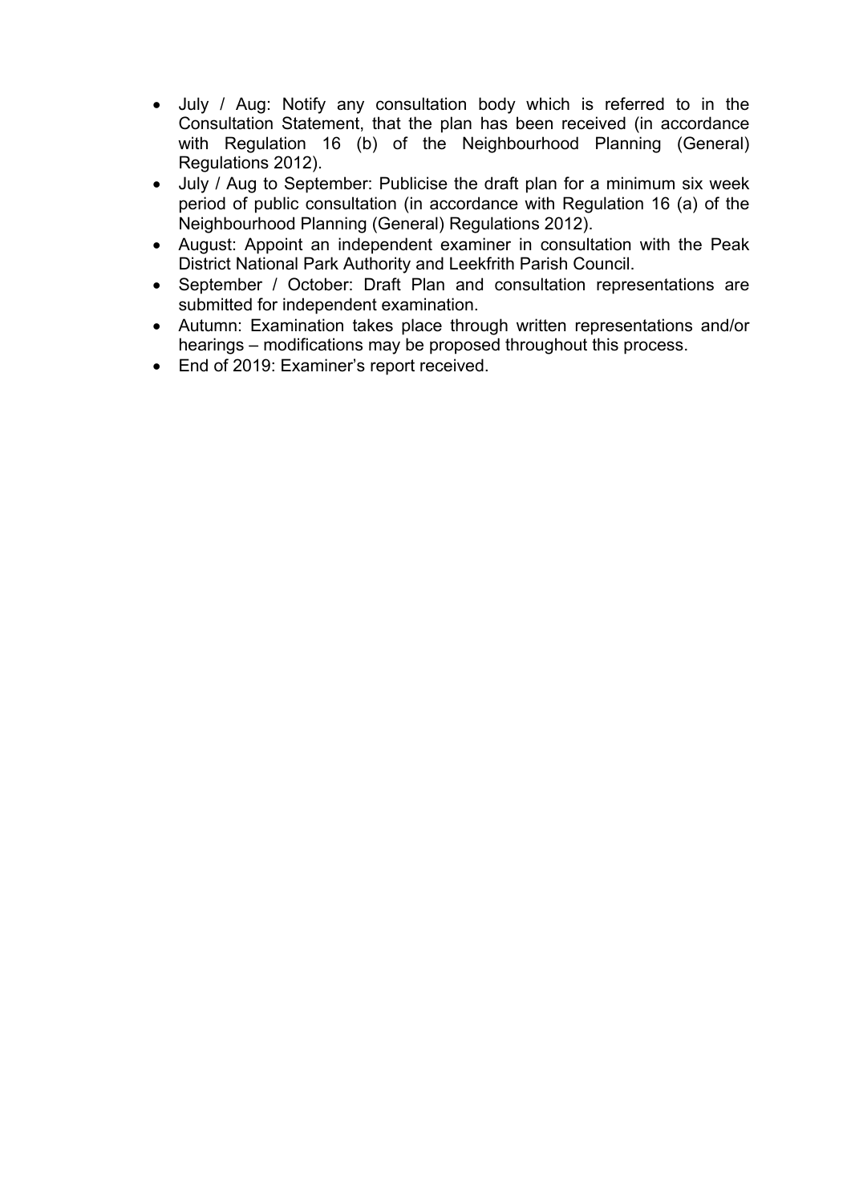- July / Aug: Notify any consultation body which is referred to in the Consultation Statement, that the plan has been received (in accordance with Regulation 16 (b) of the Neighbourhood Planning (General) Regulations 2012).
- July / Aug to September: Publicise the draft plan for a minimum six week period of public consultation (in accordance with Regulation 16 (a) of the Neighbourhood Planning (General) Regulations 2012).
- August: Appoint an independent examiner in consultation with the Peak District National Park Authority and Leekfrith Parish Council.
- September / October: Draft Plan and consultation representations are submitted for independent examination.
- Autumn: Examination takes place through written representations and/or hearings – modifications may be proposed throughout this process.
- End of 2019: Examiner's report received.